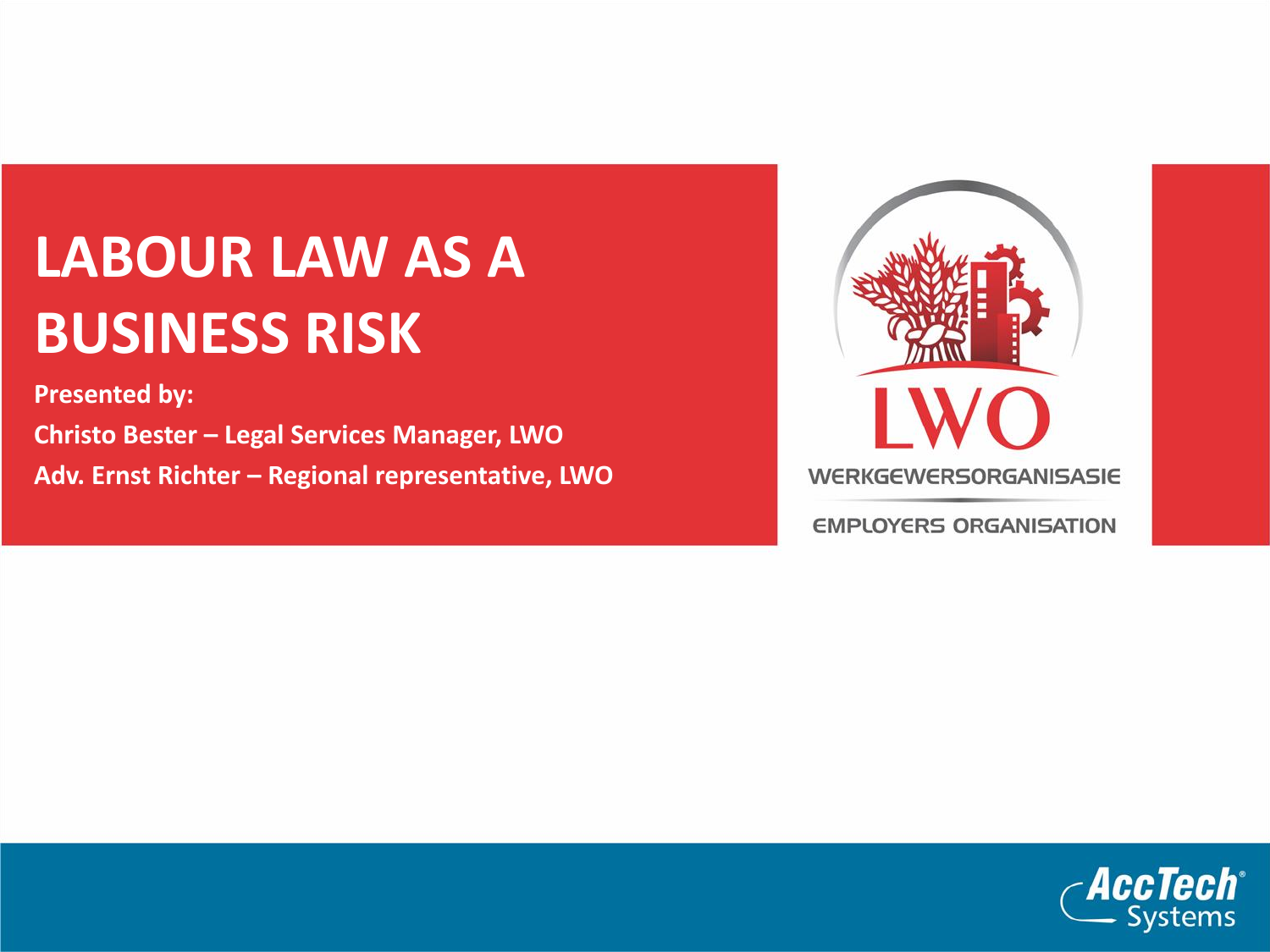# LABOUR LAW AS A BUSINESS RISK

**Presented by:**

**Christo Bester – Legal Services Manager, LWO**

**Adv. Ernst Richter – Regional representative, LWO**

LWO

WERKGEWERSORGANISASIE

EMPLOYERS ORGANISATION

AccTech Systems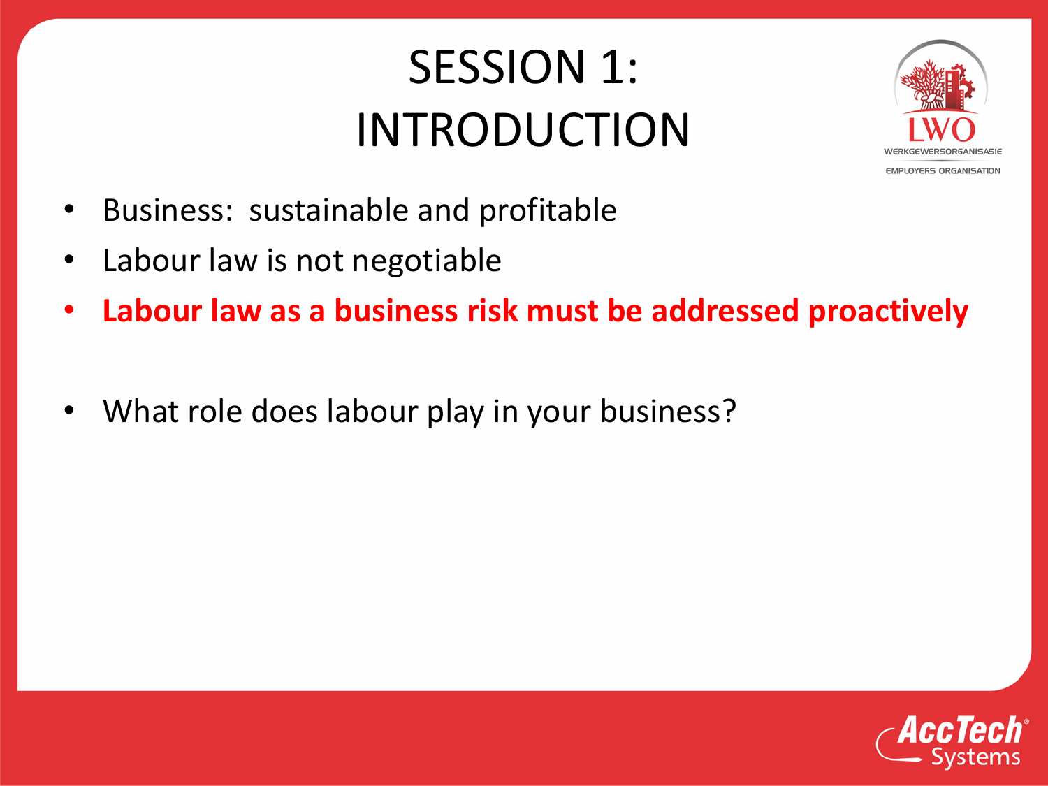# SESSION 1: INTRODUCTION

- Business: sustainable and profitable
- Labour law is not negotiable
- **Labour law as a business risk must be addressed proactively**

- What role does labour play in your business?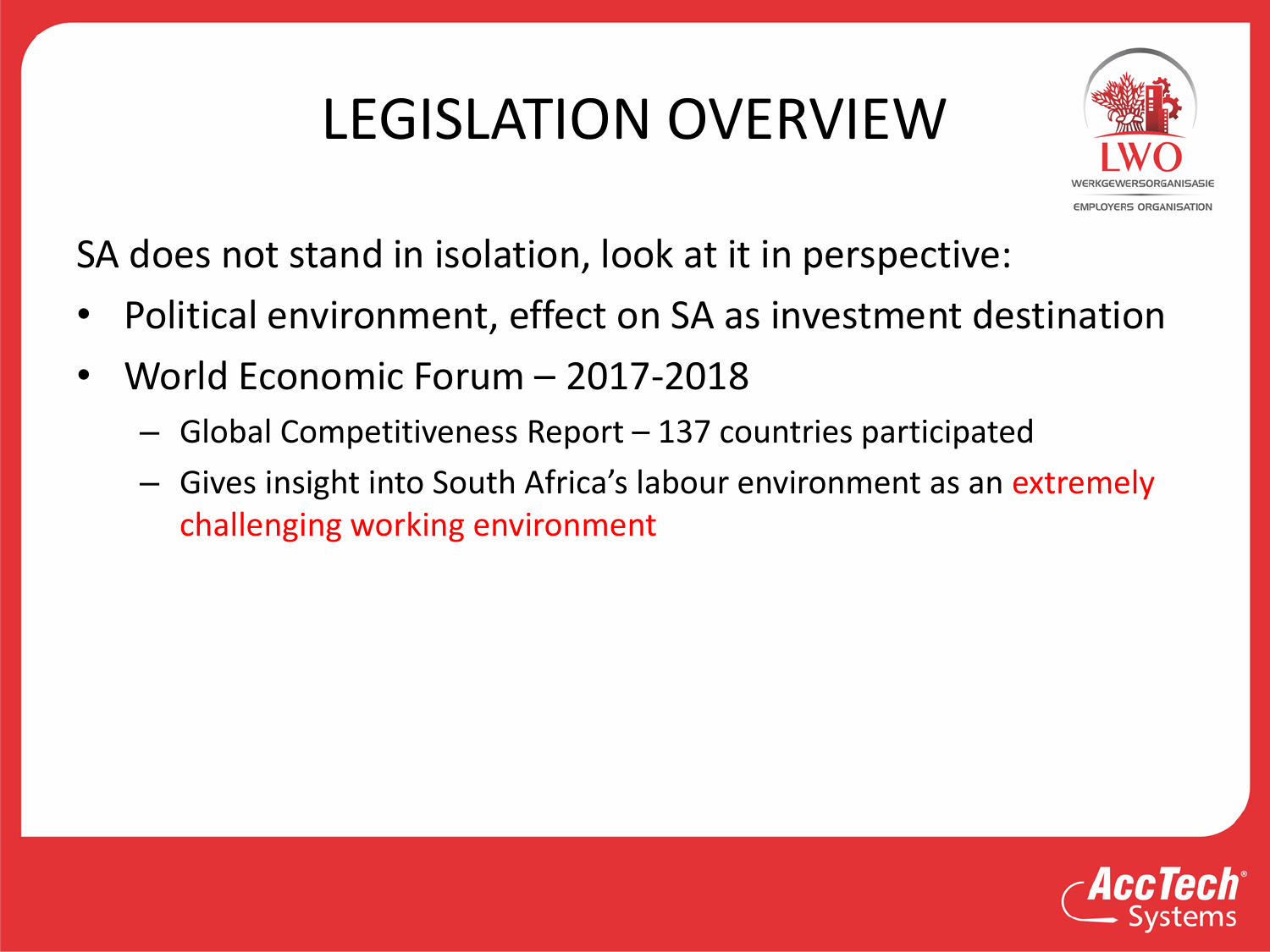# LEGISLATION OVERVIEW

SA does not stand in isolation, look at it in perspective:

- Political environment, effect on SA as investment destination
- World Economic Forum – 2017-2018
  - Global Competitiveness Report – 137 countries participated
  - Gives insight into South Africa's labour environment as an extremely challenging working environment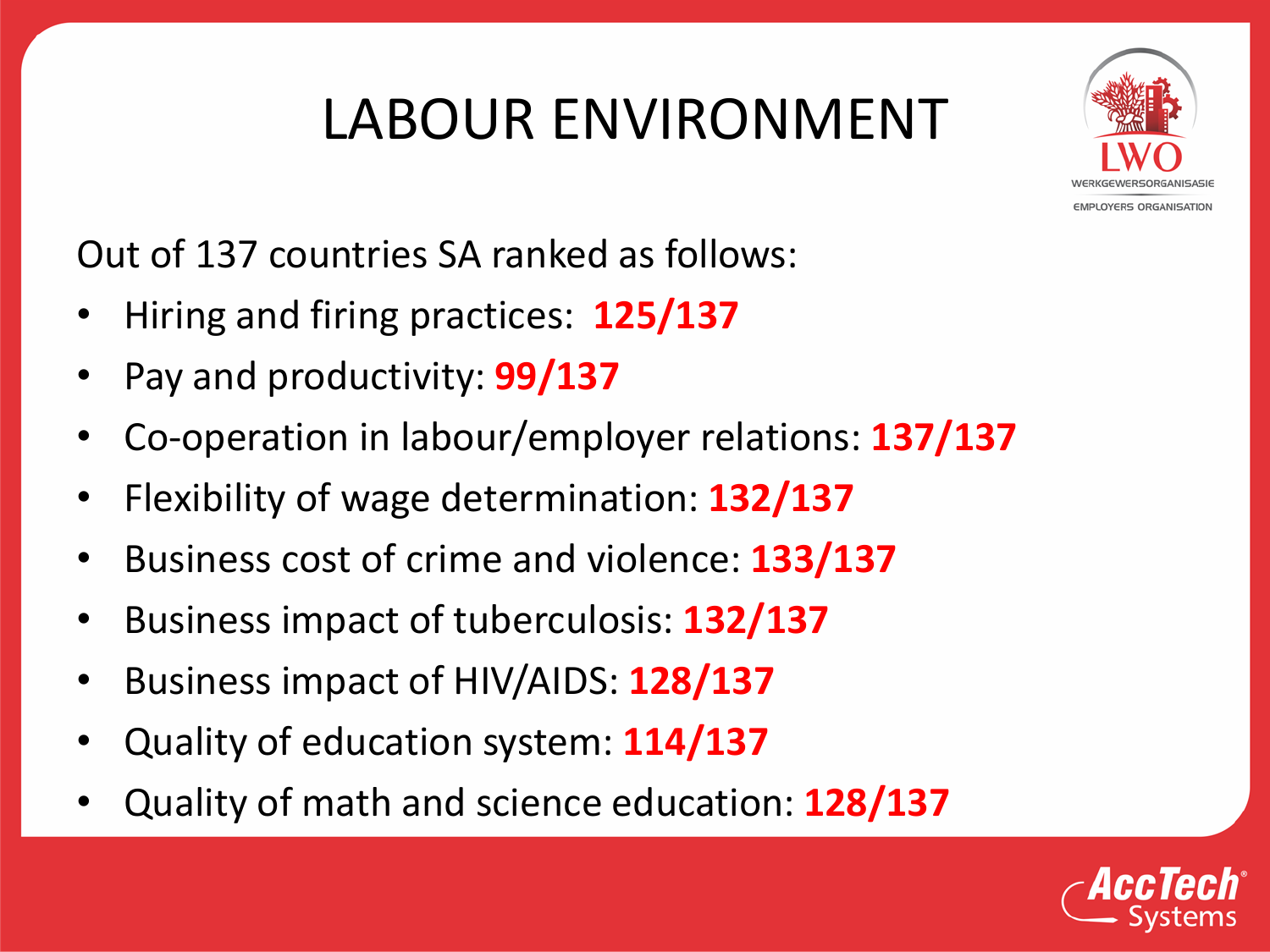# LABOUR ENVIRONMENT

Out of 137 countries SA ranked as follows:

- Hiring and firing practices: **125/137**
- Pay and productivity: **99/137**
- Co-operation in labour/employer relations: **137/137**
- Flexibility of wage determination: **132/137**
- Business cost of crime and violence: **133/137**
- Business impact of tuberculosis: **132/137**
- Business impact of HIV/AIDS: **128/137**
- Quality of education system: **114/137**
- Quality of math and science education: **128/137**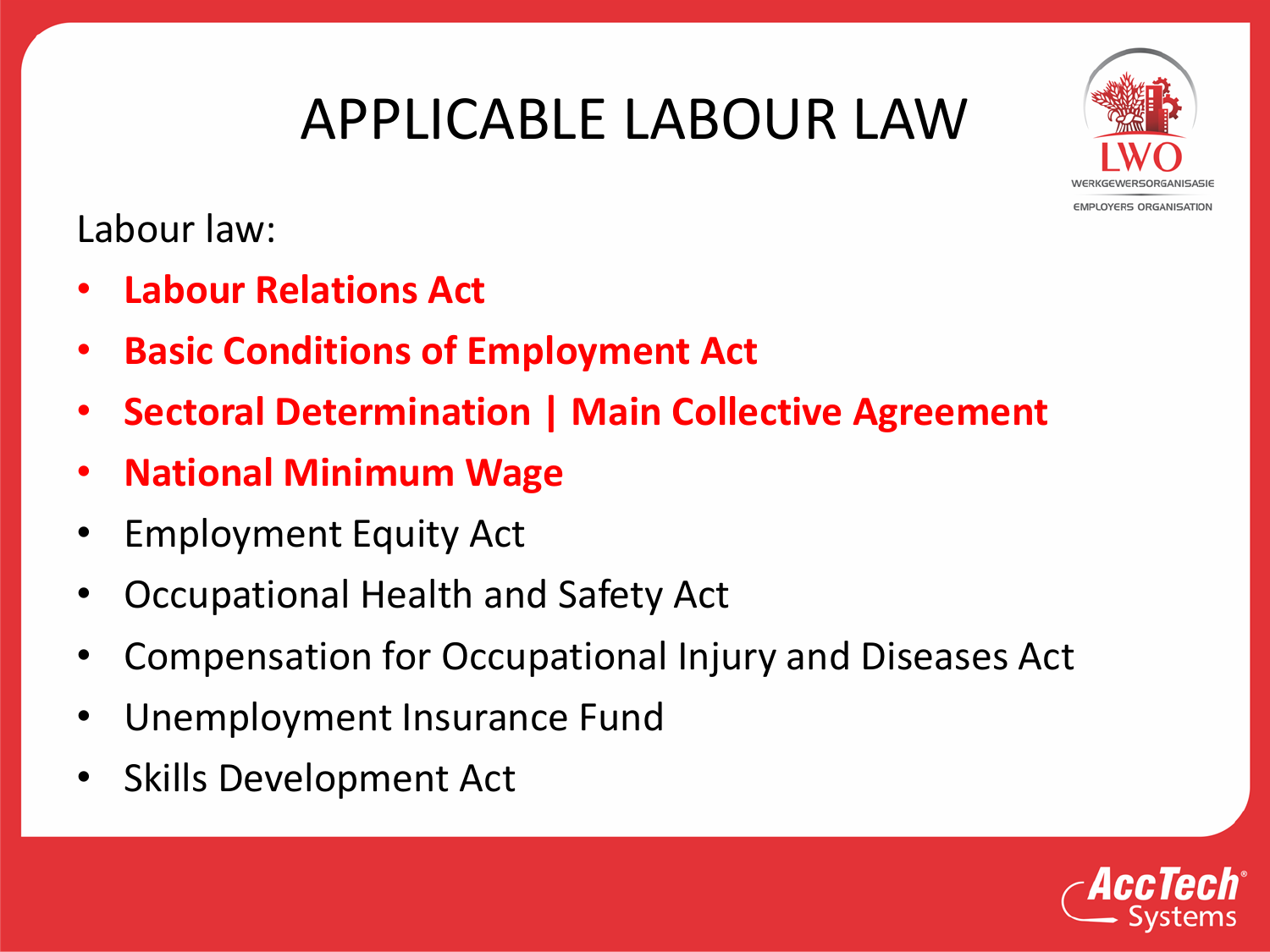# APPLICABLE LABOUR LAW

Labour law:

- **Labour Relations Act**
- **Basic Conditions of Employment Act**
- **Sectoral Determination | Main Collective Agreement**
- **National Minimum Wage**
- Employment Equity Act
- Occupational Health and Safety Act
- Compensation for Occupational Injury and Diseases Act
- Unemployment Insurance Fund
- Skills Development Act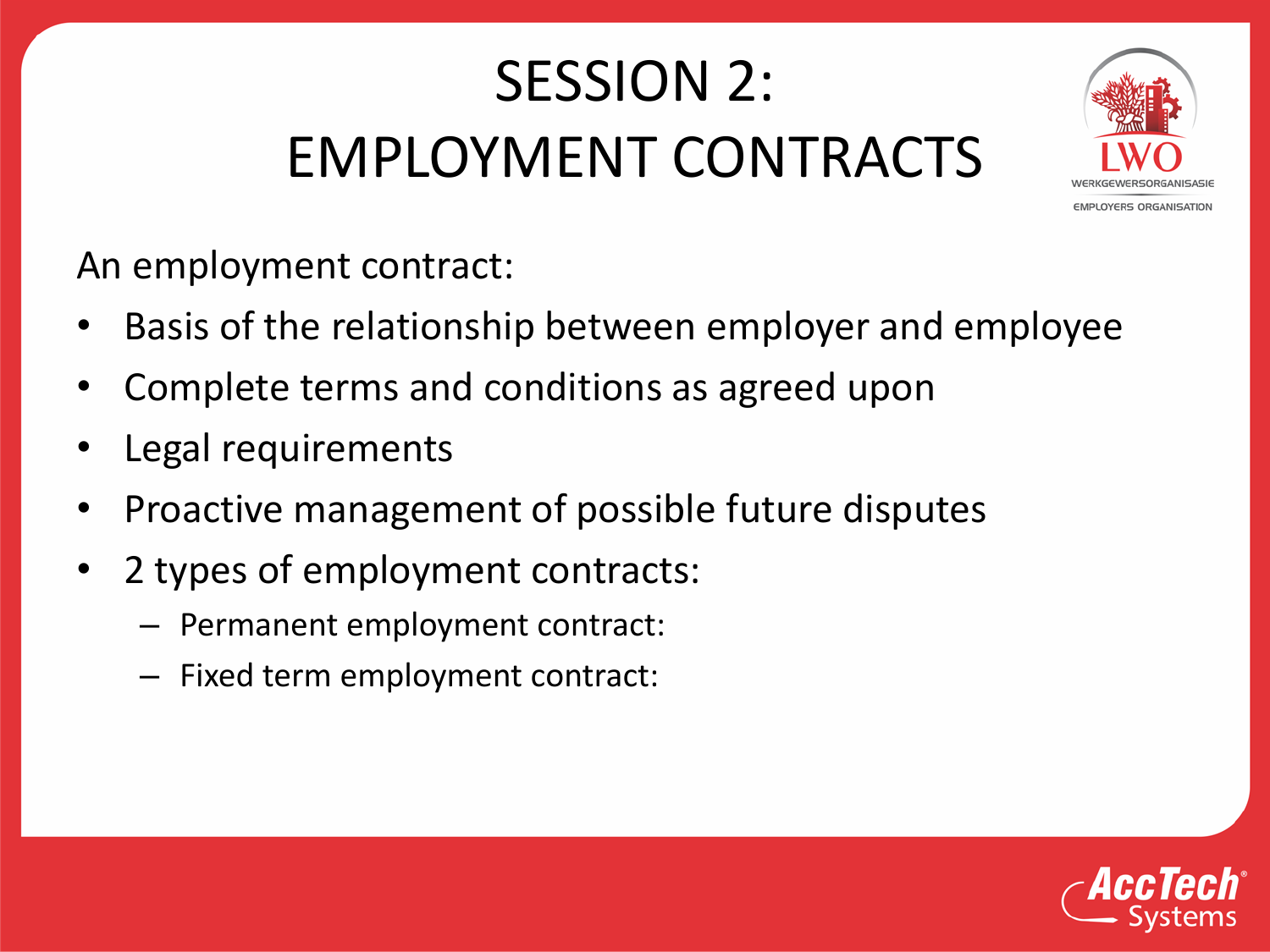# SESSION 2: EMPLOYMENT CONTRACTS

An employment contract:

- Basis of the relationship between employer and employee
- Complete terms and conditions as agreed upon
- Legal requirements
- Proactive management of possible future disputes
- 2 types of employment contracts:
  - Permanent employment contract:
  - Fixed term employment contract: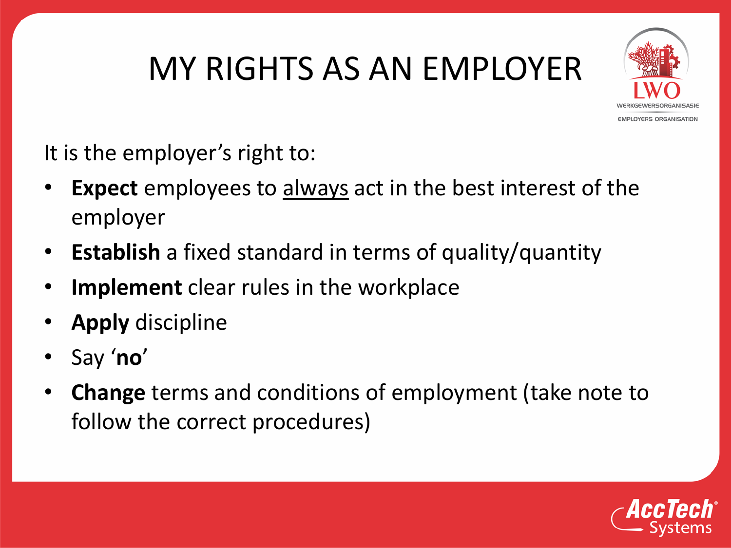# MY RIGHTS AS AN EMPLOYER

It is the employer's right to:

- **Expect** employees to <u>always</u> act in the best interest of the employer
- **Establish** a fixed standard in terms of quality/quantity
- **Implement** clear rules in the workplace
- **Apply** discipline
- Say '**no**'
- **Change** terms and conditions of employment (take note to follow the correct procedures)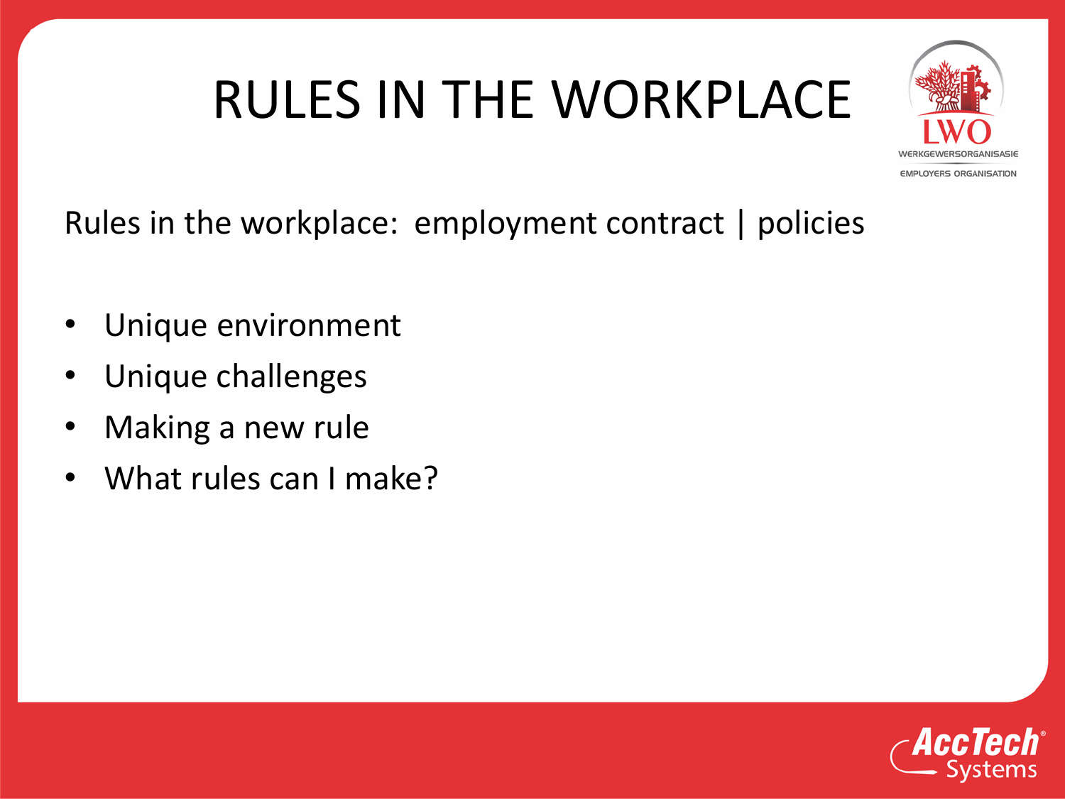# RULES IN THE WORKPLACE

Rules in the workplace: employment contract | policies

- Unique environment
- Unique challenges
- Making a new rule
- What rules can I make?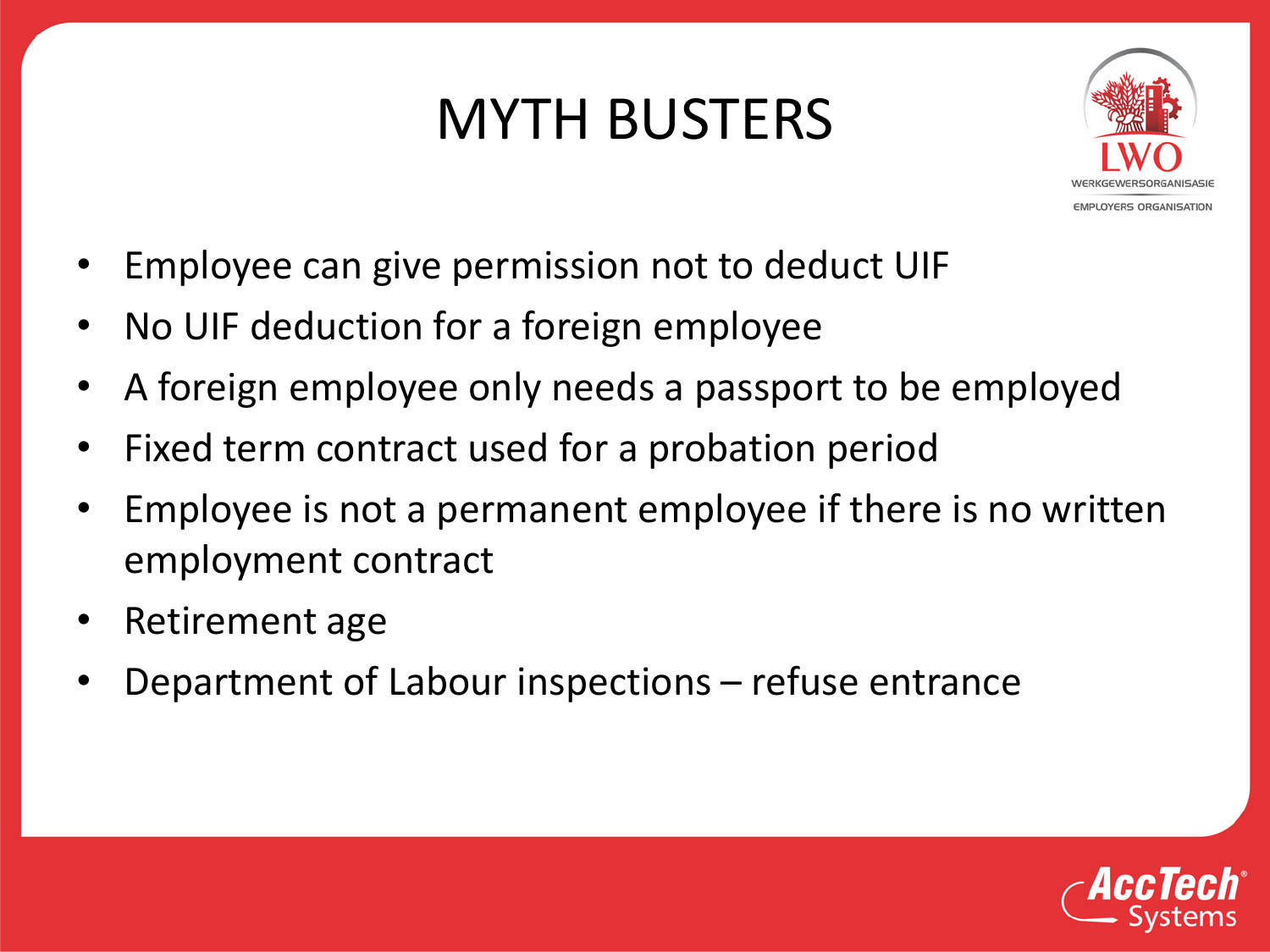# MYTH BUSTERS

- Employee can give permission not to deduct UIF
- No UIF deduction for a foreign employee
- A foreign employee only needs a passport to be employed
- Fixed term contract used for a probation period
- Employee is not a permanent employee if there is no written employment contract
- Retirement age
- Department of Labour inspections – refuse entrance